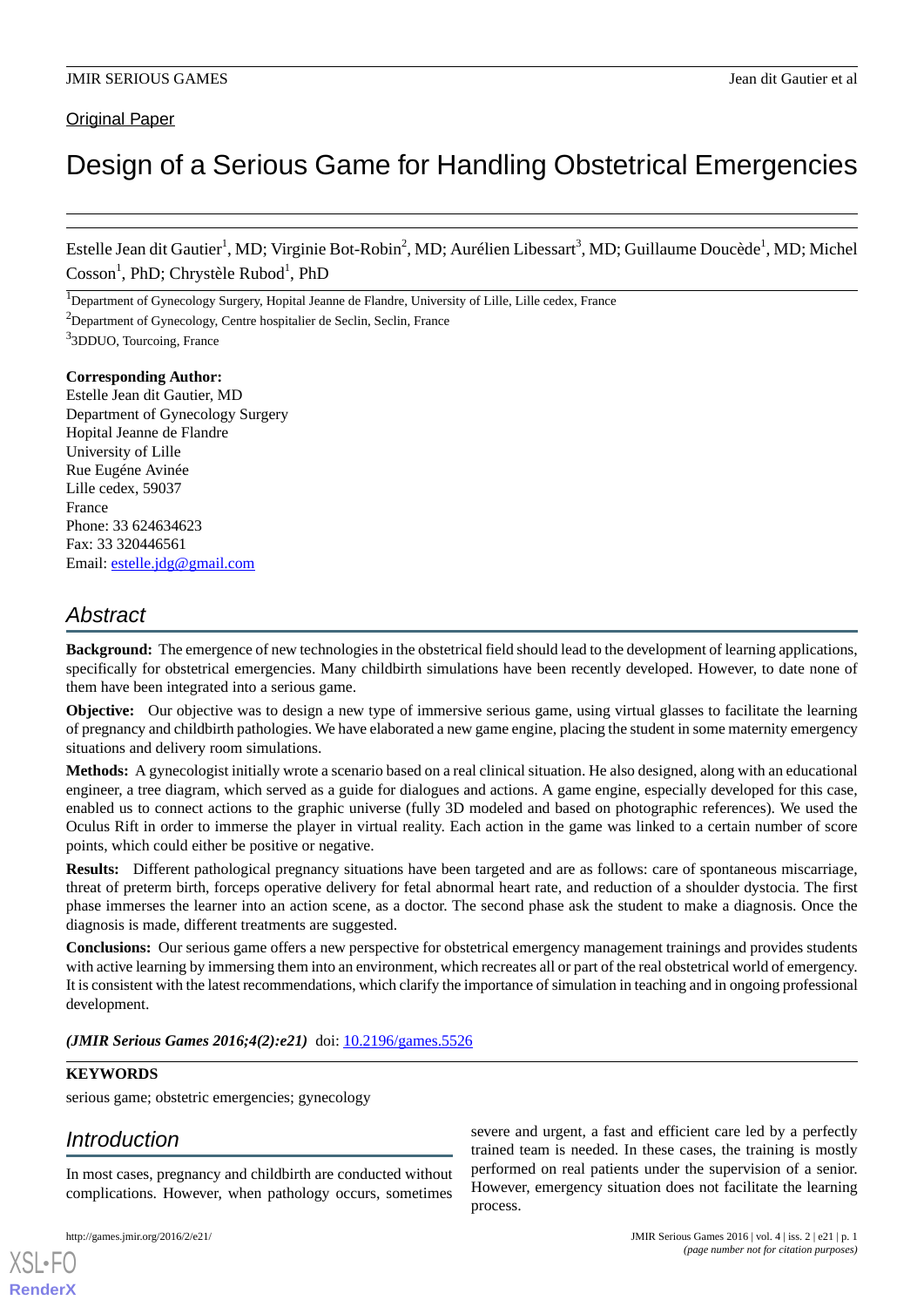Original Paper

# Design of a Serious Game for Handling Obstetrical Emergencies

Estelle Jean dit Gautier[1], MD; Virginie Bot-Robin[2], MD; Aurélien Libessart[3], MD; Guillaume Doucède[1], MD; Michel Cosson[1], PhD; Chrystèle Rubod[1], PhD

[1]Department of Gynecology Surgery, Hopital Jeanne de Flandre, University of Lille, Lille cedex, France

[2]Department of Gynecology, Centre hospitalier de Seclin, Seclin, France

[3]3DDUO, Tourcoing, France

**Corresponding Author:**
Estelle Jean dit Gautier, MD
Department of Gynecology Surgery
Hopital Jeanne de Flandre
University of Lille
Rue Eugéne Avinée
Lille cedex, 59037
France
Phone: 33 624634623
Fax: 33 320446561
Email: estelle.jdg@gmail.com

## Abstract

**Background:** The emergence of new technologies in the obstetrical field should lead to the development of learning applications, specifically for obstetrical emergencies. Many childbirth simulations have been recently developed. However, to date none of them have been integrated into a serious game.

**Objective:** Our objective was to design a new type of immersive serious game, using virtual glasses to facilitate the learning of pregnancy and childbirth pathologies. We have elaborated a new game engine, placing the student in some maternity emergency situations and delivery room simulations.

**Methods:** A gynecologist initially wrote a scenario based on a real clinical situation. He also designed, along with an educational engineer, a tree diagram, which served as a guide for dialogues and actions. A game engine, especially developed for this case, enabled us to connect actions to the graphic universe (fully 3D modeled and based on photographic references). We used the Oculus Rift in order to immerse the player in virtual reality. Each action in the game was linked to a certain number of score points, which could either be positive or negative.

**Results:** Different pathological pregnancy situations have been targeted and are as follows: care of spontaneous miscarriage, threat of preterm birth, forceps operative delivery for fetal abnormal heart rate, and reduction of a shoulder dystocia. The first phase immerses the learner into an action scene, as a doctor. The second phase ask the student to make a diagnosis. Once the diagnosis is made, different treatments are suggested.

**Conclusions:** Our serious game offers a new perspective for obstetrical emergency management trainings and provides students with active learning by immersing them into an environment, which recreates all or part of the real obstetrical world of emergency. It is consistent with the latest recommendations, which clarify the importance of simulation in teaching and in ongoing professional development.

***(JMIR Serious Games 2016;4(2):e21)*** doi: 10.2196/games.5526

**KEYWORDS**

serious game; obstetric emergencies; gynecology

## Introduction

In most cases, pregnancy and childbirth are conducted without complications. However, when pathology occurs, sometimes severe and urgent, a fast and efficient care led by a perfectly trained team is needed. In these cases, the training is mostly performed on real patients under the supervision of a senior. However, emergency situation does not facilitate the learning process.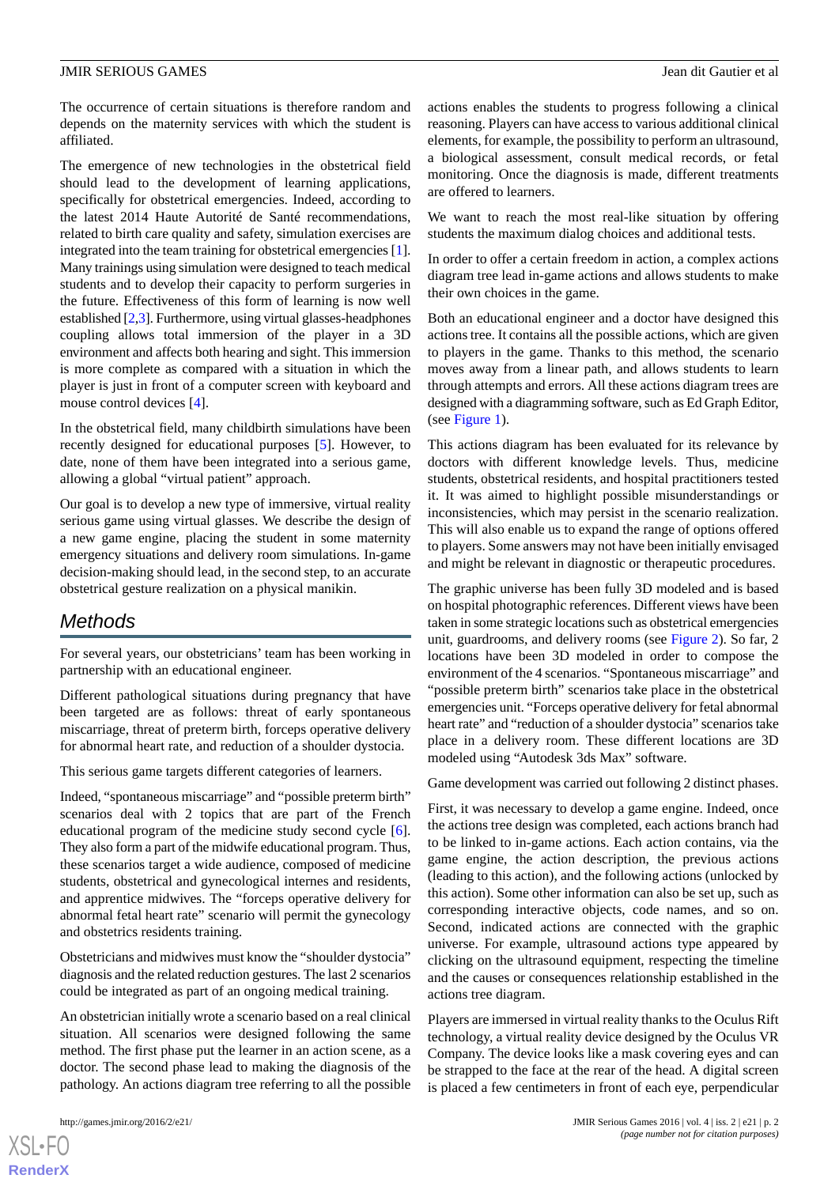The occurrence of certain situations is therefore random and depends on the maternity services with which the student is affiliated.

The emergence of new technologies in the obstetrical field should lead to the development of learning applications, specifically for obstetrical emergencies. Indeed, according to the latest 2014 Haute Autorité de Santé recommendations, related to birth care quality and safety, simulation exercises are integrated into the team training for obstetrical emergencies [1]. Many trainings using simulation were designed to teach medical students and to develop their capacity to perform surgeries in the future. Effectiveness of this form of learning is now well established [2,3]. Furthermore, using virtual glasses-headphones coupling allows total immersion of the player in a 3D environment and affects both hearing and sight. This immersion is more complete as compared with a situation in which the player is just in front of a computer screen with keyboard and mouse control devices [4].

In the obstetrical field, many childbirth simulations have been recently designed for educational purposes [5]. However, to date, none of them have been integrated into a serious game, allowing a global "virtual patient" approach.

Our goal is to develop a new type of immersive, virtual reality serious game using virtual glasses. We describe the design of a new game engine, placing the student in some maternity emergency situations and delivery room simulations. In-game decision-making should lead, in the second step, to an accurate obstetrical gesture realization on a physical manikin.

## Methods

For several years, our obstetricians' team has been working in partnership with an educational engineer.

Different pathological situations during pregnancy that have been targeted are as follows: threat of early spontaneous miscarriage, threat of preterm birth, forceps operative delivery for abnormal heart rate, and reduction of a shoulder dystocia.

This serious game targets different categories of learners.

Indeed, "spontaneous miscarriage" and "possible preterm birth" scenarios deal with 2 topics that are part of the French educational program of the medicine study second cycle [6]. They also form a part of the midwife educational program. Thus, these scenarios target a wide audience, composed of medicine students, obstetrical and gynecological internes and residents, and apprentice midwives. The "forceps operative delivery for abnormal fetal heart rate" scenario will permit the gynecology and obstetrics residents training.

Obstetricians and midwives must know the "shoulder dystocia" diagnosis and the related reduction gestures. The last 2 scenarios could be integrated as part of an ongoing medical training.

An obstetrician initially wrote a scenario based on a real clinical situation. All scenarios were designed following the same method. The first phase put the learner in an action scene, as a doctor. The second phase lead to making the diagnosis of the pathology. An actions diagram tree referring to all the possible actions enables the students to progress following a clinical reasoning. Players can have access to various additional clinical elements, for example, the possibility to perform an ultrasound, a biological assessment, consult medical records, or fetal monitoring. Once the diagnosis is made, different treatments are offered to learners.

We want to reach the most real-like situation by offering students the maximum dialog choices and additional tests.

In order to offer a certain freedom in action, a complex actions diagram tree lead in-game actions and allows students to make their own choices in the game.

Both an educational engineer and a doctor have designed this actions tree. It contains all the possible actions, which are given to players in the game. Thanks to this method, the scenario moves away from a linear path, and allows students to learn through attempts and errors. All these actions diagram trees are designed with a diagramming software, such as Ed Graph Editor, (see Figure 1).

This actions diagram has been evaluated for its relevance by doctors with different knowledge levels. Thus, medicine students, obstetrical residents, and hospital practitioners tested it. It was aimed to highlight possible misunderstandings or inconsistencies, which may persist in the scenario realization. This will also enable us to expand the range of options offered to players. Some answers may not have been initially envisaged and might be relevant in diagnostic or therapeutic procedures.

The graphic universe has been fully 3D modeled and is based on hospital photographic references. Different views have been taken in some strategic locations such as obstetrical emergencies unit, guardrooms, and delivery rooms (see Figure 2). So far, 2 locations have been 3D modeled in order to compose the environment of the 4 scenarios. "Spontaneous miscarriage" and "possible preterm birth" scenarios take place in the obstetrical emergencies unit. "Forceps operative delivery for fetal abnormal heart rate" and "reduction of a shoulder dystocia" scenarios take place in a delivery room. These different locations are 3D modeled using "Autodesk 3ds Max" software.

Game development was carried out following 2 distinct phases.

First, it was necessary to develop a game engine. Indeed, once the actions tree design was completed, each actions branch had to be linked to in-game actions. Each action contains, via the game engine, the action description, the previous actions (leading to this action), and the following actions (unlocked by this action). Some other information can also be set up, such as corresponding interactive objects, code names, and so on. Second, indicated actions are connected with the graphic universe. For example, ultrasound actions type appeared by clicking on the ultrasound equipment, respecting the timeline and the causes or consequences relationship established in the actions tree diagram.

Players are immersed in virtual reality thanks to the Oculus Rift technology, a virtual reality device designed by the Oculus VR Company. The device looks like a mask covering eyes and can be strapped to the face at the rear of the head. A digital screen is placed a few centimeters in front of each eye, perpendicular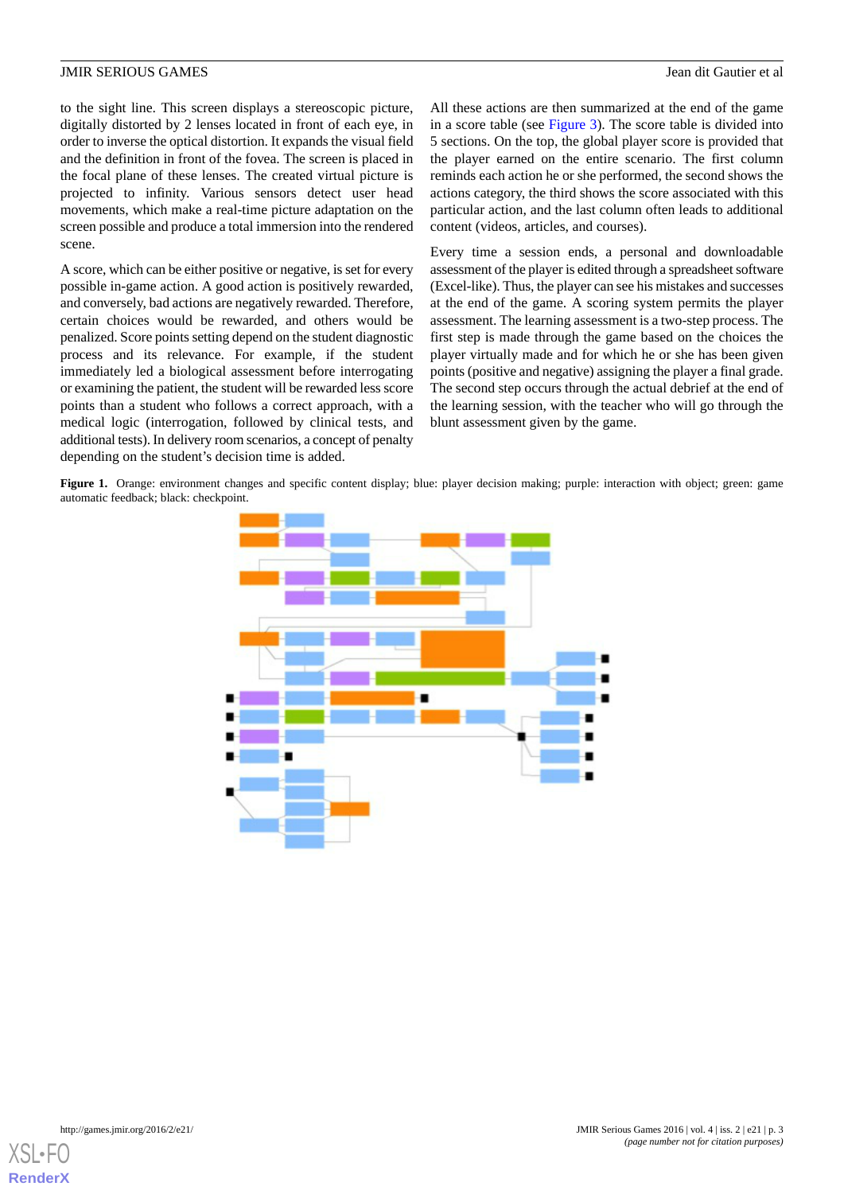to the sight line. This screen displays a stereoscopic picture, digitally distorted by 2 lenses located in front of each eye, in order to inverse the optical distortion. It expands the visual field and the definition in front of the fovea. The screen is placed in the focal plane of these lenses. The created virtual picture is projected to infinity. Various sensors detect user head movements, which make a real-time picture adaptation on the screen possible and produce a total immersion into the rendered scene.

A score, which can be either positive or negative, is set for every possible in-game action. A good action is positively rewarded, and conversely, bad actions are negatively rewarded. Therefore, certain choices would be rewarded, and others would be penalized. Score points setting depend on the student diagnostic process and its relevance. For example, if the student immediately led a biological assessment before interrogating or examining the patient, the student will be rewarded less score points than a student who follows a correct approach, with a medical logic (interrogation, followed by clinical tests, and additional tests). In delivery room scenarios, a concept of penalty depending on the student's decision time is added.

All these actions are then summarized at the end of the game in a score table (see Figure 3). The score table is divided into 5 sections. On the top, the global player score is provided that the player earned on the entire scenario. The first column reminds each action he or she performed, the second shows the actions category, the third shows the score associated with this particular action, and the last column often leads to additional content (videos, articles, and courses).

Every time a session ends, a personal and downloadable assessment of the player is edited through a spreadsheet software (Excel-like). Thus, the player can see his mistakes and successes at the end of the game. A scoring system permits the player assessment. The learning assessment is a two-step process. The first step is made through the game based on the choices the player virtually made and for which he or she has been given points (positive and negative) assigning the player a final grade. The second step occurs through the actual debrief at the end of the learning session, with the teacher who will go through the blunt assessment given by the game.

**Figure 1.** Orange: environment changes and specific content display; blue: player decision making; purple: interaction with object; green: game automatic feedback; black: checkpoint.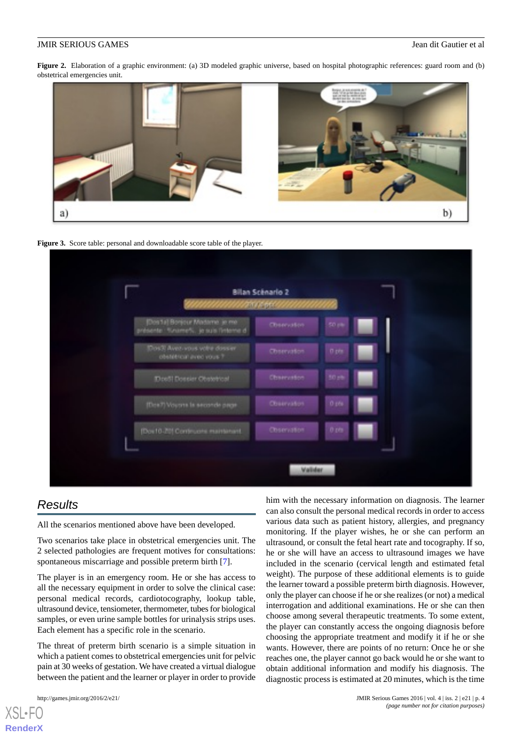**Figure 2.** Elaboration of a graphic environment: (a) 3D modeled graphic universe, based on hospital photographic references: guard room and (b) obstetrical emergencies unit.

**Figure 3.** Score table: personal and downloadable score table of the player.

## Results

All the scenarios mentioned above have been developed.

Two scenarios take place in obstetrical emergencies unit. The 2 selected pathologies are frequent motives for consultations: spontaneous miscarriage and possible preterm birth [7].

The player is in an emergency room. He or she has access to all the necessary equipment in order to solve the clinical case: personal medical records, cardiotocography, lookup table, ultrasound device, tensiometer, thermometer, tubes for biological samples, or even urine sample bottles for urinalysis strips uses. Each element has a specific role in the scenario.

The threat of preterm birth scenario is a simple situation in which a patient comes to obstetrical emergencies unit for pelvic pain at 30 weeks of gestation. We have created a virtual dialogue between the patient and the learner or player in order to provide him with the necessary information on diagnosis. The learner can also consult the personal medical records in order to access various data such as patient history, allergies, and pregnancy monitoring. If the player wishes, he or she can perform an ultrasound, or consult the fetal heart rate and tocography. If so, he or she will have an access to ultrasound images we have included in the scenario (cervical length and estimated fetal weight). The purpose of these additional elements is to guide the learner toward a possible preterm birth diagnosis. However, only the player can choose if he or she realizes (or not) a medical interrogation and additional examinations. He or she can then choose among several therapeutic treatments. To some extent, the player can constantly access the ongoing diagnosis before choosing the appropriate treatment and modify it if he or she wants. However, there are points of no return: Once he or she reaches one, the player cannot go back would he or she want to obtain additional information and modify his diagnosis. The diagnostic process is estimated at 20 minutes, which is the time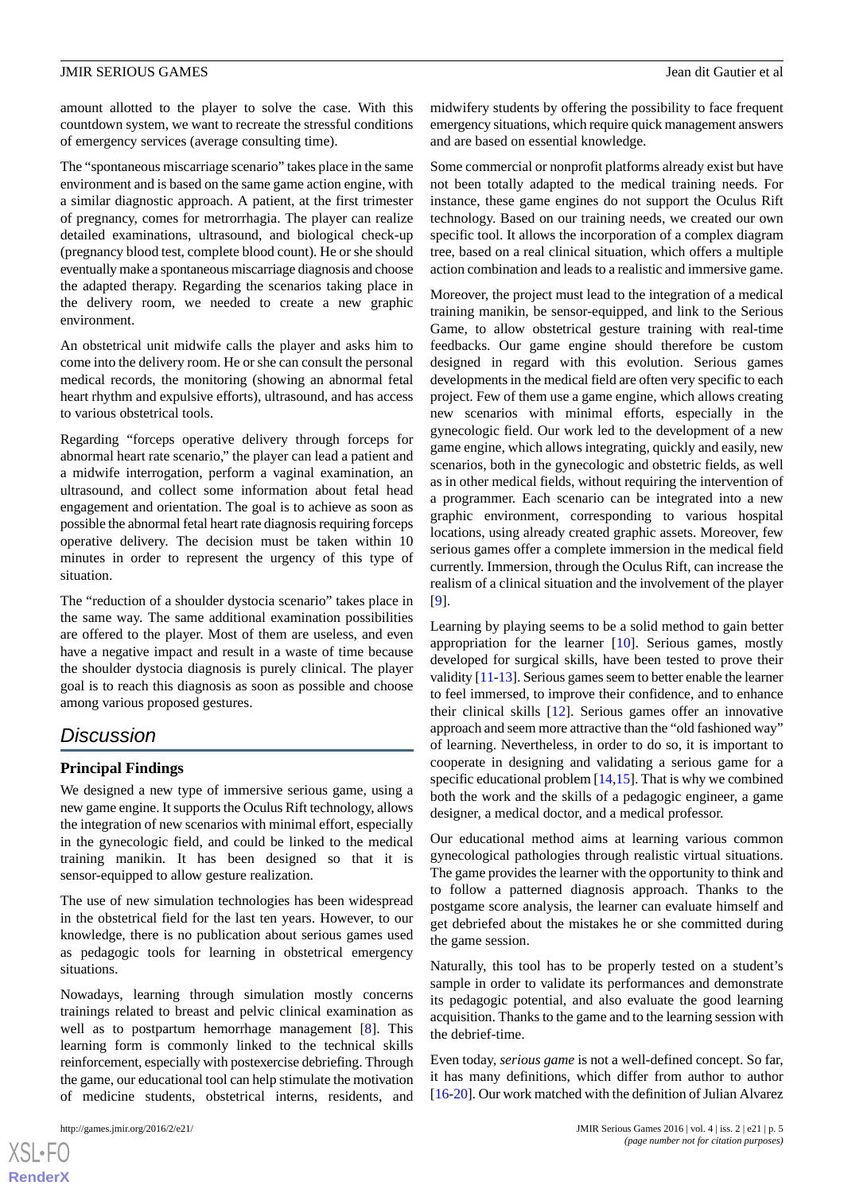amount allotted to the player to solve the case. With this countdown system, we want to recreate the stressful conditions of emergency services (average consulting time).

The "spontaneous miscarriage scenario" takes place in the same environment and is based on the same game action engine, with a similar diagnostic approach. A patient, at the first trimester of pregnancy, comes for metrorrhagia. The player can realize detailed examinations, ultrasound, and biological check-up (pregnancy blood test, complete blood count). He or she should eventually make a spontaneous miscarriage diagnosis and choose the adapted therapy. Regarding the scenarios taking place in the delivery room, we needed to create a new graphic environment.

An obstetrical unit midwife calls the player and asks him to come into the delivery room. He or she can consult the personal medical records, the monitoring (showing an abnormal fetal heart rhythm and expulsive efforts), ultrasound, and has access to various obstetrical tools.

Regarding "forceps operative delivery through forceps for abnormal heart rate scenario," the player can lead a patient and a midwife interrogation, perform a vaginal examination, an ultrasound, and collect some information about fetal head engagement and orientation. The goal is to achieve as soon as possible the abnormal fetal heart rate diagnosis requiring forceps operative delivery. The decision must be taken within 10 minutes in order to represent the urgency of this type of situation.

The "reduction of a shoulder dystocia scenario" takes place in the same way. The same additional examination possibilities are offered to the player. Most of them are useless, and even have a negative impact and result in a waste of time because the shoulder dystocia diagnosis is purely clinical. The player goal is to reach this diagnosis as soon as possible and choose among various proposed gestures.

## Discussion

### Principal Findings

We designed a new type of immersive serious game, using a new game engine. It supports the Oculus Rift technology, allows the integration of new scenarios with minimal effort, especially in the gynecologic field, and could be linked to the medical training manikin. It has been designed so that it is sensor-equipped to allow gesture realization.

The use of new simulation technologies has been widespread in the obstetrical field for the last ten years. However, to our knowledge, there is no publication about serious games used as pedagogic tools for learning in obstetrical emergency situations.

Nowadays, learning through simulation mostly concerns trainings related to breast and pelvic clinical examination as well as to postpartum hemorrhage management [8]. This learning form is commonly linked to the technical skills reinforcement, especially with postexercise debriefing. Through the game, our educational tool can help stimulate the motivation of medicine students, obstetrical interns, residents, and midwifery students by offering the possibility to face frequent emergency situations, which require quick management answers and are based on essential knowledge.

Some commercial or nonprofit platforms already exist but have not been totally adapted to the medical training needs. For instance, these game engines do not support the Oculus Rift technology. Based on our training needs, we created our own specific tool. It allows the incorporation of a complex diagram tree, based on a real clinical situation, which offers a multiple action combination and leads to a realistic and immersive game.

Moreover, the project must lead to the integration of a medical training manikin, be sensor-equipped, and link to the Serious Game, to allow obstetrical gesture training with real-time feedbacks. Our game engine should therefore be custom designed in regard with this evolution. Serious games developments in the medical field are often very specific to each project. Few of them use a game engine, which allows creating new scenarios with minimal efforts, especially in the gynecologic field. Our work led to the development of a new game engine, which allows integrating, quickly and easily, new scenarios, both in the gynecologic and obstetric fields, as well as in other medical fields, without requiring the intervention of a programmer. Each scenario can be integrated into a new graphic environment, corresponding to various hospital locations, using already created graphic assets. Moreover, few serious games offer a complete immersion in the medical field currently. Immersion, through the Oculus Rift, can increase the realism of a clinical situation and the involvement of the player [9].

Learning by playing seems to be a solid method to gain better appropriation for the learner [10]. Serious games, mostly developed for surgical skills, have been tested to prove their validity [11-13]. Serious games seem to better enable the learner to feel immersed, to improve their confidence, and to enhance their clinical skills [12]. Serious games offer an innovative approach and seem more attractive than the "old fashioned way" of learning. Nevertheless, in order to do so, it is important to cooperate in designing and validating a serious game for a specific educational problem [14,15]. That is why we combined both the work and the skills of a pedagogic engineer, a game designer, a medical doctor, and a medical professor.

Our educational method aims at learning various common gynecological pathologies through realistic virtual situations. The game provides the learner with the opportunity to think and to follow a patterned diagnosis approach. Thanks to the postgame score analysis, the learner can evaluate himself and get debriefed about the mistakes he or she committed during the game session.

Naturally, this tool has to be properly tested on a student's sample in order to validate its performances and demonstrate its pedagogic potential, and also evaluate the good learning acquisition. Thanks to the game and to the learning session with the debrief-time.

Even today, *serious game* is not a well-defined concept. So far, it has many definitions, which differ from author to author [16-20]. Our work matched with the definition of Julian Alvarez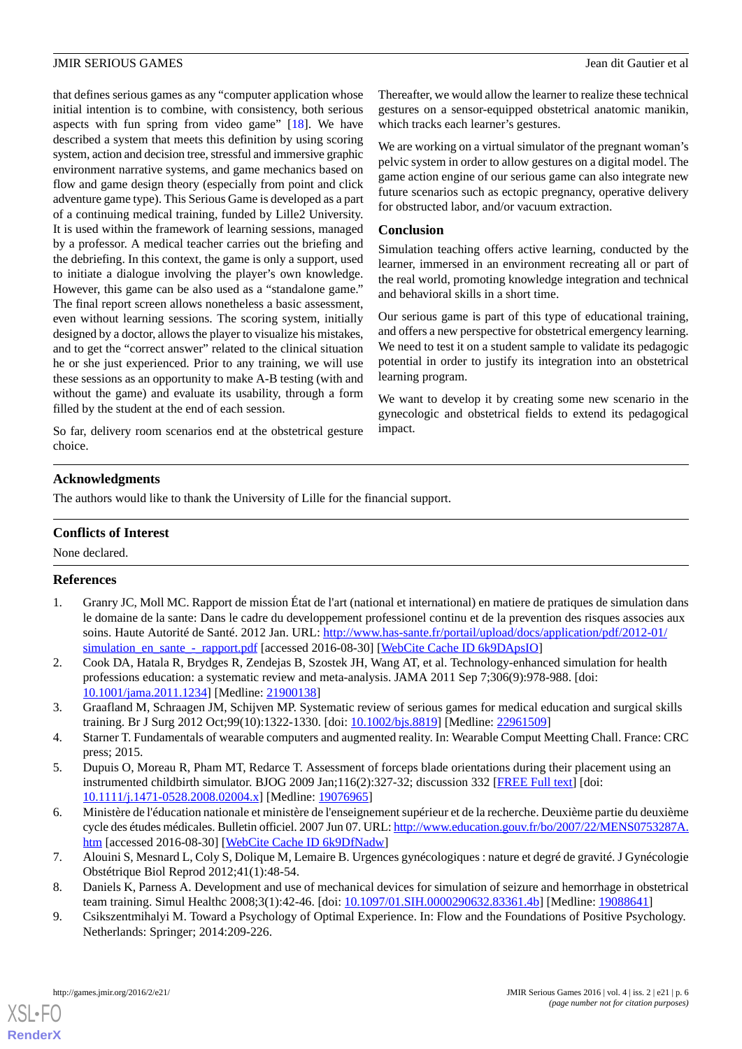that defines serious games as any "computer application whose initial intention is to combine, with consistency, both serious aspects with fun spring from video game" [18]. We have described a system that meets this definition by using scoring system, action and decision tree, stressful and immersive graphic environment narrative systems, and game mechanics based on flow and game design theory (especially from point and click adventure game type). This Serious Game is developed as a part of a continuing medical training, funded by Lille2 University. It is used within the framework of learning sessions, managed by a professor. A medical teacher carries out the briefing and the debriefing. In this context, the game is only a support, used to initiate a dialogue involving the player's own knowledge. However, this game can be also used as a "standalone game." The final report screen allows nonetheless a basic assessment, even without learning sessions. The scoring system, initially designed by a doctor, allows the player to visualize his mistakes, and to get the "correct answer" related to the clinical situation he or she just experienced. Prior to any training, we will use these sessions as an opportunity to make A-B testing (with and without the game) and evaluate its usability, through a form filled by the student at the end of each session.

So far, delivery room scenarios end at the obstetrical gesture choice.

Thereafter, we would allow the learner to realize these technical gestures on a sensor-equipped obstetrical anatomic manikin, which tracks each learner's gestures.

We are working on a virtual simulator of the pregnant woman's pelvic system in order to allow gestures on a digital model. The game action engine of our serious game can also integrate new future scenarios such as ectopic pregnancy, operative delivery for obstructed labor, and/or vacuum extraction.

### Conclusion

Simulation teaching offers active learning, conducted by the learner, immersed in an environment recreating all or part of the real world, promoting knowledge integration and technical and behavioral skills in a short time.

Our serious game is part of this type of educational training, and offers a new perspective for obstetrical emergency learning. We need to test it on a student sample to validate its pedagogic potential in order to justify its integration into an obstetrical learning program.

We want to develop it by creating some new scenario in the gynecologic and obstetrical fields to extend its pedagogical impact.

## Acknowledgments

The authors would like to thank the University of Lille for the financial support.

## Conflicts of Interest

None declared.

## References

1. Granry JC, Moll MC. Rapport de mission État de l'art (national et international) en matiere de pratiques de simulation dans le domaine de la sante: Dans le cadre du developpement professionel continu et de la prevention des risques associes aux soins. Haute Autorité de Santé. 2012 Jan. URL: http://www.has-sante.fr/portail/upload/docs/application/pdf/2012-01/simulation_en_sante_-_rapport.pdf [accessed 2016-08-30] [WebCite Cache ID 6k9DApsIO]
2. Cook DA, Hatala R, Brydges R, Zendejas B, Szostek JH, Wang AT, et al. Technology-enhanced simulation for health professions education: a systematic review and meta-analysis. JAMA 2011 Sep 7;306(9):978-988. [doi: 10.1001/jama.2011.1234] [Medline: 21900138]
3. Graafland M, Schraagen JM, Schijven MP. Systematic review of serious games for medical education and surgical skills training. Br J Surg 2012 Oct;99(10):1322-1330. [doi: 10.1002/bjs.8819] [Medline: 22961509]
4. Starner T. Fundamentals of wearable computers and augmented reality. In: Wearable Comput Meetting Chall. France: CRC press; 2015.
5. Dupuis O, Moreau R, Pham MT, Redarce T. Assessment of forceps blade orientations during their placement using an instrumented childbirth simulator. BJOG 2009 Jan;116(2):327-32; discussion 332 [FREE Full text] [doi: 10.1111/j.1471-0528.2008.02004.x] [Medline: 19076965]
6. Ministère de l'éducation nationale et ministère de l'enseignement supérieur et de la recherche. Deuxième partie du deuxième cycle des études médicales. Bulletin officiel. 2007 Jun 07. URL: http://www.education.gouv.fr/bo/2007/22/MENS0753287A.htm [accessed 2016-08-30] [WebCite Cache ID 6k9DfNadw]
7. Alouini S, Mesnard L, Coly S, Dolique M, Lemaire B. Urgences gynécologiques : nature et degré de gravité. J Gynécologie Obstétrique Biol Reprod 2012;41(1):48-54.
8. Daniels K, Parness A. Development and use of mechanical devices for simulation of seizure and hemorrhage in obstetrical team training. Simul Healthc 2008;3(1):42-46. [doi: 10.1097/01.SIH.0000290632.83361.4b] [Medline: 19088641]
9. Csikszentmihalyi M. Toward a Psychology of Optimal Experience. In: Flow and the Foundations of Positive Psychology. Netherlands: Springer; 2014:209-226.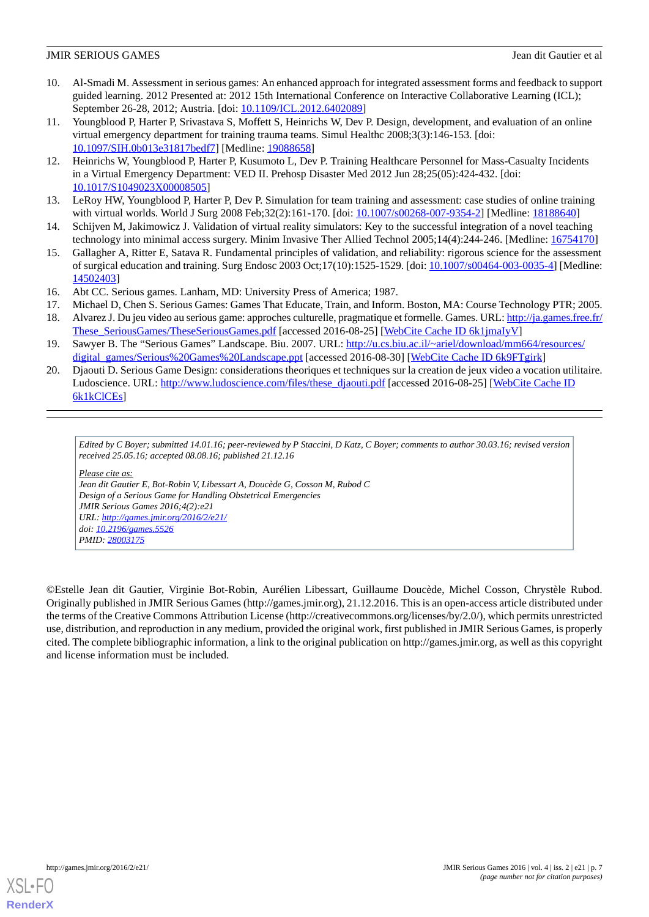10. Al-Smadi M. Assessment in serious games: An enhanced approach for integrated assessment forms and feedback to support guided learning. 2012 Presented at: 2012 15th International Conference on Interactive Collaborative Learning (ICL); September 26-28, 2012; Austria. [doi: 10.1109/ICL.2012.6402089]
11. Youngblood P, Harter P, Srivastava S, Moffett S, Heinrichs W, Dev P. Design, development, and evaluation of an online virtual emergency department for training trauma teams. Simul Healthc 2008;3(3):146-153. [doi: 10.1097/SIH.0b013e31817bedf7] [Medline: 19088658]
12. Heinrichs W, Youngblood P, Harter P, Kusumoto L, Dev P. Training Healthcare Personnel for Mass-Casualty Incidents in a Virtual Emergency Department: VED II. Prehosp Disaster Med 2012 Jun 28;25(05):424-432. [doi: 10.1017/S1049023X00008505]
13. LeRoy HW, Youngblood P, Harter P, Dev P. Simulation for team training and assessment: case studies of online training with virtual worlds. World J Surg 2008 Feb;32(2):161-170. [doi: 10.1007/s00268-007-9354-2] [Medline: 18188640]
14. Schijven M, Jakimowicz J. Validation of virtual reality simulators: Key to the successful integration of a novel teaching technology into minimal access surgery. Minim Invasive Ther Allied Technol 2005;14(4):244-246. [Medline: 16754170]
15. Gallagher A, Ritter E, Satava R. Fundamental principles of validation, and reliability: rigorous science for the assessment of surgical education and training. Surg Endosc 2003 Oct;17(10):1525-1529. [doi: 10.1007/s00464-003-0035-4] [Medline: 14502403]
16. Abt CC. Serious games. Lanham, MD: University Press of America; 1987.
17. Michael D, Chen S. Serious Games: Games That Educate, Train, and Inform. Boston, MA: Course Technology PTR; 2005.
18. Alvarez J. Du jeu video au serious game: approches culturelle, pragmatique et formelle. Games. URL: http://ja.games.free.fr/These_SeriousGames/TheseSeriousGames.pdf [accessed 2016-08-25] [WebCite Cache ID 6k1jmaIyV]
19. Sawyer B. The "Serious Games" Landscape. Biu. 2007. URL: http://u.cs.biu.ac.il/~ariel/download/mm664/resources/digital_games/Serious%20Games%20Landscape.ppt [accessed 2016-08-30] [WebCite Cache ID 6k9FTgirk]
20. Djaouti D. Serious Game Design: considerations theoriques et techniques sur la creation de jeux video a vocation utilitaire. Ludoscience. URL: http://www.ludoscience.com/files/these_djaouti.pdf [accessed 2016-08-25] [WebCite Cache ID 6k1kClCEs]

---

*Edited by C Boyer; submitted 14.01.16; peer-reviewed by P Staccini, D Katz, C Boyer; comments to author 30.03.16; revised version received 25.05.16; accepted 08.08.16; published 21.12.16*

*Please cite as:*
*Jean dit Gautier E, Bot-Robin V, Libessart A, Doucède G, Cosson M, Rubod C*
*Design of a Serious Game for Handling Obstetrical Emergencies*
*JMIR Serious Games 2016;4(2):e21*
*URL: http://games.jmir.org/2016/2/e21/*
*doi: 10.2196/games.5526*
*PMID: 28003175*

©Estelle Jean dit Gautier, Virginie Bot-Robin, Aurélien Libessart, Guillaume Doucède, Michel Cosson, Chrystèle Rubod. Originally published in JMIR Serious Games (http://games.jmir.org), 21.12.2016. This is an open-access article distributed under the terms of the Creative Commons Attribution License (http://creativecommons.org/licenses/by/2.0/), which permits unrestricted use, distribution, and reproduction in any medium, provided the original work, first published in JMIR Serious Games, is properly cited. The complete bibliographic information, a link to the original publication on http://games.jmir.org, as well as this copyright and license information must be included.